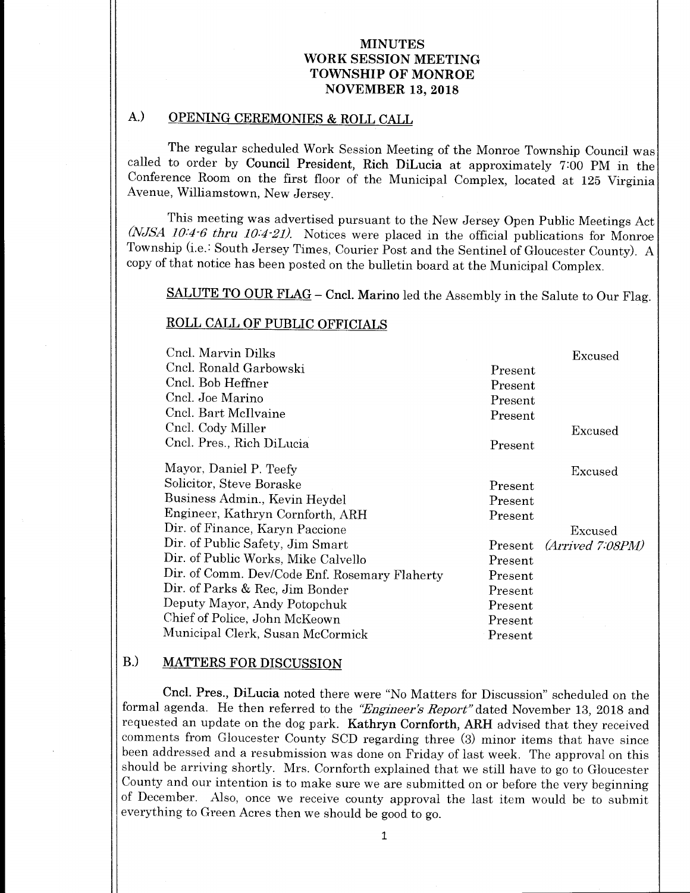# MINUTES
# WORK SESSION MEETING
# TOWNSHIP OF MONROE
# NOVEMBER 13, 2018

## A.) OPENING CEREMONIES & ROLL CALL

The regular scheduled Work Session Meeting of the Monroe Township Council was called to order by **Council President, Rich DiLucia** at approximately 7:00 PM in the Conference Room on the first floor of the Municipal Complex, located at 125 Virginia Avenue, Williamstown, New Jersey.

This meeting was advertised pursuant to the New Jersey Open Public Meetings Act *(NJSA 10:4-6 thru 10:4-21)*. Notices were placed in the official publications for Monroe Township (i.e.: South Jersey Times, Courier Post and the Sentinel of Gloucester County). A copy of that notice has been posted on the bulletin board at the Municipal Complex.

SALUTE TO OUR FLAG – **Cncl. Marino** led the Assembly in the Salute to Our Flag.

### ROLL CALL OF PUBLIC OFFICIALS

| | | |
|---|---|---|
| Cncl. Marvin Dilks | | Excused |
| Cncl. Ronald Garbowski | Present | |
| Cncl. Bob Heffner | Present | |
| Cncl. Joe Marino | Present | |
| Cncl. Bart McIlvaine | Present | |
| Cncl. Cody Miller | | Excused |
| Cncl. Pres., Rich DiLucia | Present | |
| Mayor, Daniel P. Teefy | | Excused |
| Solicitor, Steve Boraske | Present | |
| Business Admin., Kevin Heydel | Present | |
| Engineer, Kathryn Cornforth, ARH | Present | |
| Dir. of Finance, Karyn Paccione | | Excused |
| Dir. of Public Safety, Jim Smart | Present | *(Arrived 7:08PM)* |
| Dir. of Public Works, Mike Calvello | Present | |
| Dir. of Comm. Dev/Code Enf. Rosemary Flaherty | Present | |
| Dir. of Parks & Rec, Jim Bonder | Present | |
| Deputy Mayor, Andy Potopchuk | Present | |
| Chief of Police, John McKeown | Present | |
| Municipal Clerk, Susan McCormick | Present | |

## B.) MATTERS FOR DISCUSSION

**Cncl. Pres., DiLucia** noted there were "No Matters for Discussion" scheduled on the formal agenda. He then referred to the *"Engineer's Report"* dated November 13, 2018 and requested an update on the dog park. **Kathryn Cornforth, ARH** advised that they received comments from Gloucester County SCD regarding three (3) minor items that have since been addressed and a resubmission was done on Friday of last week. The approval on this should be arriving shortly. Mrs. Cornforth explained that we still have to go to Gloucester County and our intention is to make sure we are submitted on or before the very beginning of December. Also, once we receive county approval the last item would be to submit everything to Green Acres then we should be good to go.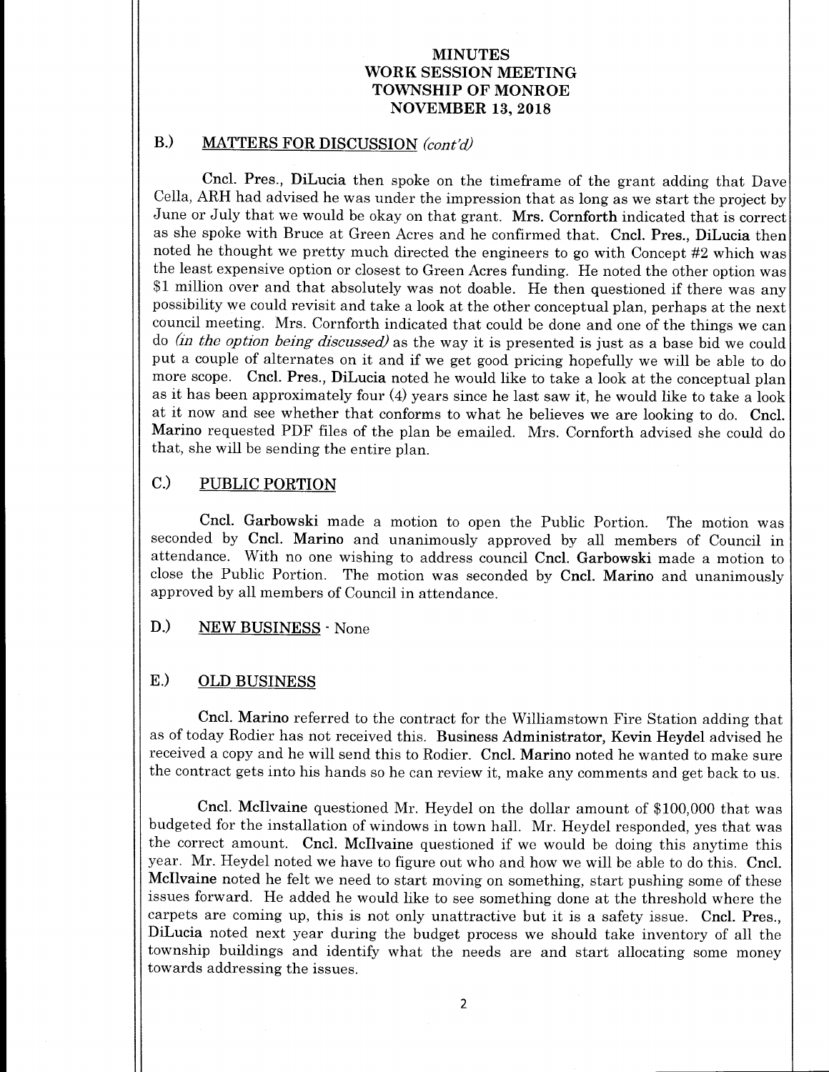**MINUTES**
**WORK SESSION MEETING**
**TOWNSHIP OF MONROE**
**NOVEMBER 13, 2018**

## B.) MATTERS FOR DISCUSSION *(cont'd)*

**Cncl. Pres., DiLucia** then spoke on the timeframe of the grant adding that Dave Cella, ARH had advised he was under the impression that as long as we start the project by June or July that we would be okay on that grant. **Mrs. Cornforth** indicated that is correct as she spoke with Bruce at Green Acres and he confirmed that. **Cncl. Pres., DiLucia** then noted he thought we pretty much directed the engineers to go with Concept #2 which was the least expensive option or closest to Green Acres funding. He noted the other option was $1 million over and that absolutely was not doable. He then questioned if there was any possibility we could revisit and take a look at the other conceptual plan, perhaps at the next council meeting. Mrs. Cornforth indicated that could be done and one of the things we can do *(in the option being discussed)* as the way it is presented is just as a base bid we could put a couple of alternates on it and if we get good pricing hopefully we will be able to do more scope. **Cncl. Pres., DiLucia** noted he would like to take a look at the conceptual plan as it has been approximately four (4) years since he last saw it, he would like to take a look at it now and see whether that conforms to what he believes we are looking to do. **Cncl. Marino** requested PDF files of the plan be emailed. Mrs. Cornforth advised she could do that, she will be sending the entire plan.

## C.) PUBLIC PORTION

**Cncl. Garbowski** made a motion to open the Public Portion. The motion was seconded by **Cncl. Marino** and unanimously approved by all members of Council in attendance. With no one wishing to address council **Cncl. Garbowski** made a motion to close the Public Portion. The motion was seconded by **Cncl. Marino** and unanimously approved by all members of Council in attendance.

## D.) NEW BUSINESS - None

## E.) OLD BUSINESS

**Cncl. Marino** referred to the contract for the Williamstown Fire Station adding that as of today Rodier has not received this. **Business Administrator, Kevin Heydel** advised he received a copy and he will send this to Rodier. **Cncl. Marino** noted he wanted to make sure the contract gets into his hands so he can review it, make any comments and get back to us.

**Cncl. McIlvaine** questioned Mr. Heydel on the dollar amount of $100,000 that was budgeted for the installation of windows in town hall. Mr. Heydel responded, yes that was the correct amount. **Cncl. McIlvaine** questioned if we would be doing this anytime this year. Mr. Heydel noted we have to figure out who and how we will be able to do this. **Cncl. McIlvaine** noted he felt we need to start moving on something, start pushing some of these issues forward. He added he would like to see something done at the threshold where the carpets are coming up, this is not only unattractive but it is a safety issue. **Cncl. Pres., DiLucia** noted next year during the budget process we should take inventory of all the township buildings and identify what the needs are and start allocating some money towards addressing the issues.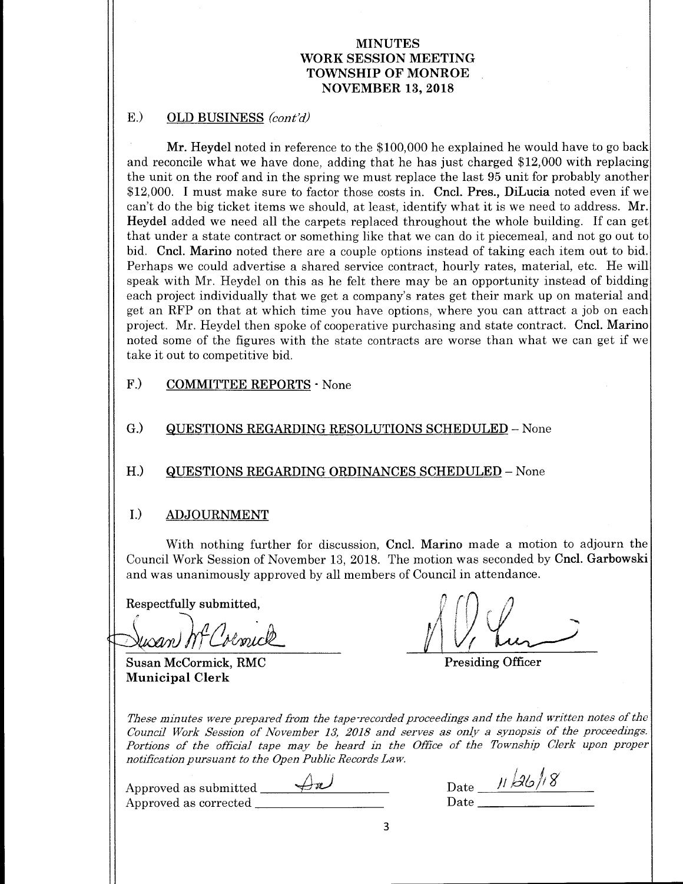# MINUTES
# WORK SESSION MEETING
# TOWNSHIP OF MONROE
# NOVEMBER 13, 2018

## E.) OLD BUSINESS *(cont'd)*

**Mr. Heydel** noted in reference to the $100,000 he explained he would have to go back and reconcile what we have done, adding that he has just charged $12,000 with replacing the unit on the roof and in the spring we must replace the last 95 unit for probably another $12,000. I must make sure to factor those costs in. **Cncl. Pres., DiLucia** noted even if we can't do the big ticket items we should, at least, identify what it is we need to address. **Mr. Heydel** added we need all the carpets replaced throughout the whole building. If can get that under a state contract or something like that we can do it piecemeal, and not go out to bid. **Cncl. Marino** noted there are a couple options instead of taking each item out to bid. Perhaps we could advertise a shared service contract, hourly rates, material, etc. He will speak with Mr. Heydel on this as he felt there may be an opportunity instead of bidding each project individually that we get a company's rates get their mark up on material and get an RFP on that at which time you have options, where you can attract a job on each project. Mr. Heydel then spoke of cooperative purchasing and state contract. **Cncl. Marino** noted some of the figures with the state contracts are worse than what we can get if we take it out to competitive bid.

## F.) COMMITTEE REPORTS - None

## G.) QUESTIONS REGARDING RESOLUTIONS SCHEDULED – None

## H.) QUESTIONS REGARDING ORDINANCES SCHEDULED – None

## I.) ADJOURNMENT

With nothing further for discussion, **Cncl. Marino** made a motion to adjourn the Council Work Session of November 13, 2018. The motion was seconded by **Cncl. Garbowski** and was unanimously approved by all members of Council in attendance.

**Respectfully submitted,**

*Susan McCormick*

**Susan McCormick, RMC**
**Municipal Clerk**

**Presiding Officer**

*These minutes were prepared from the tape-recorded proceedings and the hand written notes of the Council Work Session of November 13, 2018 and serves as only a synopsis of the proceedings. Portions of the official tape may be heard in the Office of the Township Clerk upon proper notification pursuant to the Open Public Records Law.*

Approved as submitted ___*AD*___ Date ___*11/26/18*___

Approved as corrected ___________ Date ___________